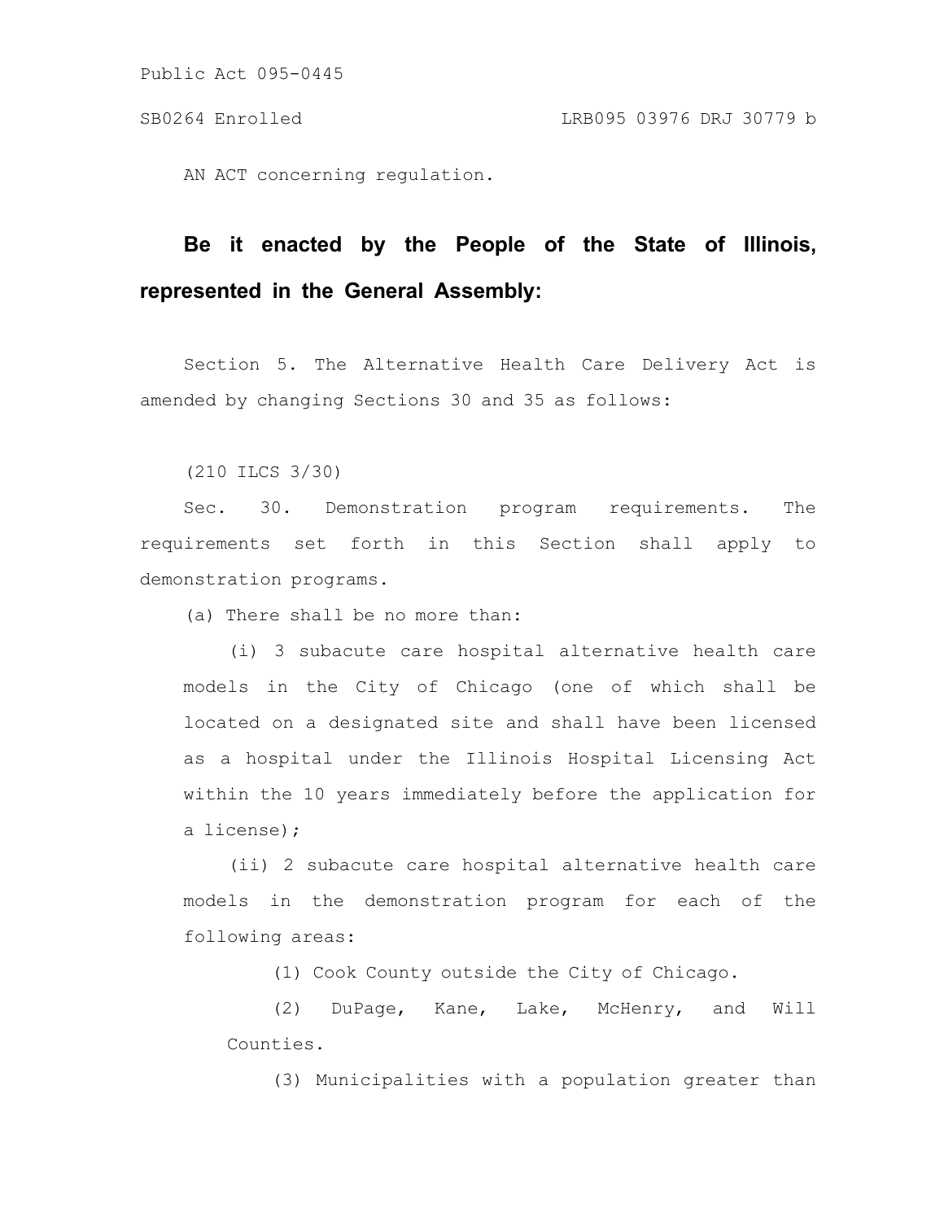Public Act 095-0445

SB0264 Enrolled LRB095 03976 DRJ 30779 b

AN ACT concerning regulation.

**Be it enacted by the People of the State of Illinois, represented in the General Assembly:**

Section 5. The Alternative Health Care Delivery Act is amended by changing Sections 30 and 35 as follows:

(210 ILCS 3/30)

Sec. 30. Demonstration program requirements. The requirements set forth in this Section shall apply to demonstration programs.

(a) There shall be no more than:

(i) 3 subacute care hospital alternative health care models in the City of Chicago (one of which shall be located on a designated site and shall have been licensed as a hospital under the Illinois Hospital Licensing Act within the 10 years immediately before the application for a license);

(ii) 2 subacute care hospital alternative health care models in the demonstration program for each of the following areas:

(1) Cook County outside the City of Chicago.

(2) DuPage, Kane, Lake, McHenry, and Will Counties.

(3) Municipalities with a population greater than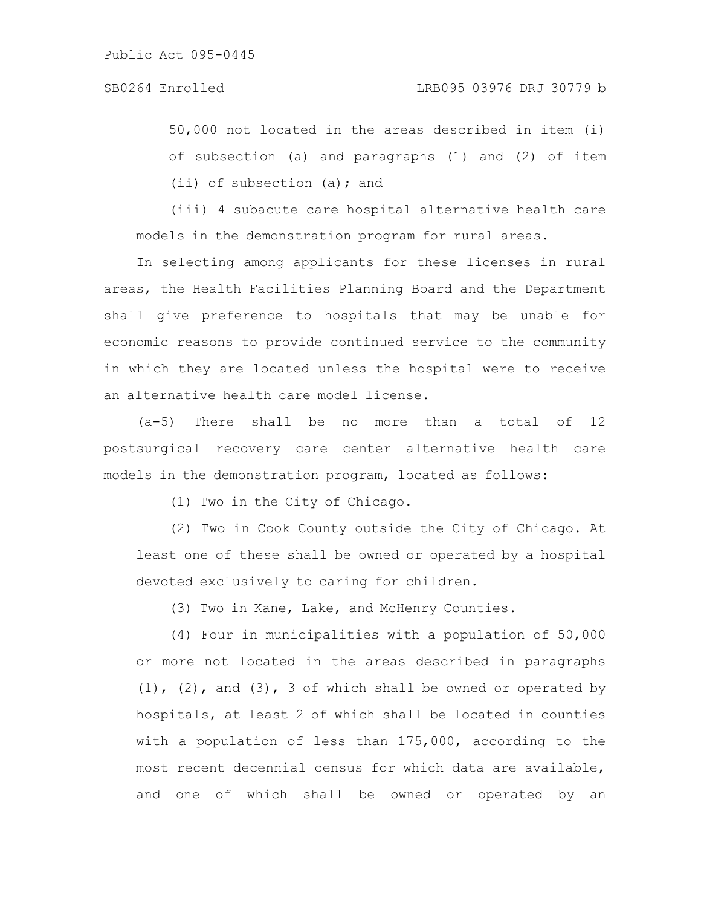50,000 not located in the areas described in item (i) of subsection (a) and paragraphs (1) and (2) of item (ii) of subsection (a); and

(iii) 4 subacute care hospital alternative health care models in the demonstration program for rural areas.

In selecting among applicants for these licenses in rural areas, the Health Facilities Planning Board and the Department shall give preference to hospitals that may be unable for economic reasons to provide continued service to the community in which they are located unless the hospital were to receive an alternative health care model license.

(a-5) There shall be no more than a total of 12 postsurgical recovery care center alternative health care models in the demonstration program, located as follows:

(1) Two in the City of Chicago.

(2) Two in Cook County outside the City of Chicago. At least one of these shall be owned or operated by a hospital devoted exclusively to caring for children.

(3) Two in Kane, Lake, and McHenry Counties.

(4) Four in municipalities with a population of 50,000 or more not located in the areas described in paragraphs (1), (2), and (3), 3 of which shall be owned or operated by hospitals, at least 2 of which shall be located in counties with a population of less than 175,000, according to the most recent decennial census for which data are available, and one of which shall be owned or operated by an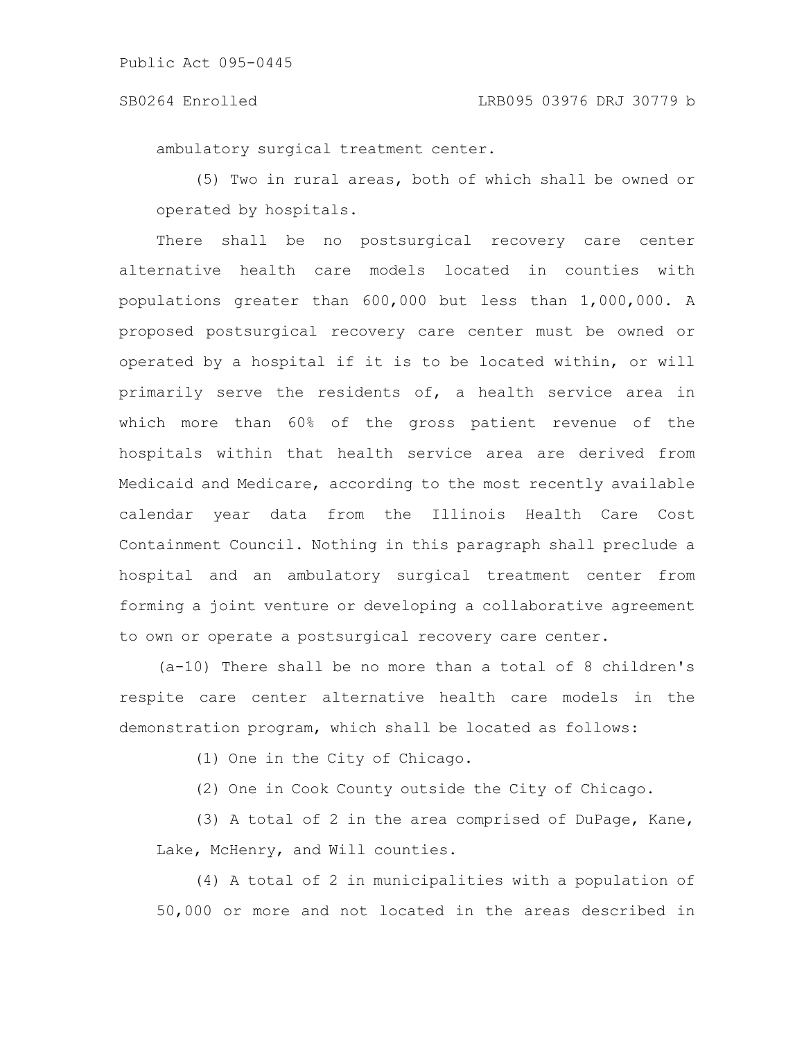ambulatory surgical treatment center.

(5) Two in rural areas, both of which shall be owned or operated by hospitals.

There shall be no postsurgical recovery care center alternative health care models located in counties with populations greater than 600,000 but less than 1,000,000. A proposed postsurgical recovery care center must be owned or operated by a hospital if it is to be located within, or will primarily serve the residents of, a health service area in which more than 60% of the gross patient revenue of the hospitals within that health service area are derived from Medicaid and Medicare, according to the most recently available calendar year data from the Illinois Health Care Cost Containment Council. Nothing in this paragraph shall preclude a hospital and an ambulatory surgical treatment center from forming a joint venture or developing a collaborative agreement to own or operate a postsurgical recovery care center.

(a-10) There shall be no more than a total of 8 children's respite care center alternative health care models in the demonstration program, which shall be located as follows:

(1) One in the City of Chicago.

(2) One in Cook County outside the City of Chicago.

(3) A total of 2 in the area comprised of DuPage, Kane, Lake, McHenry, and Will counties.

(4) A total of 2 in municipalities with a population of 50,000 or more and not located in the areas described in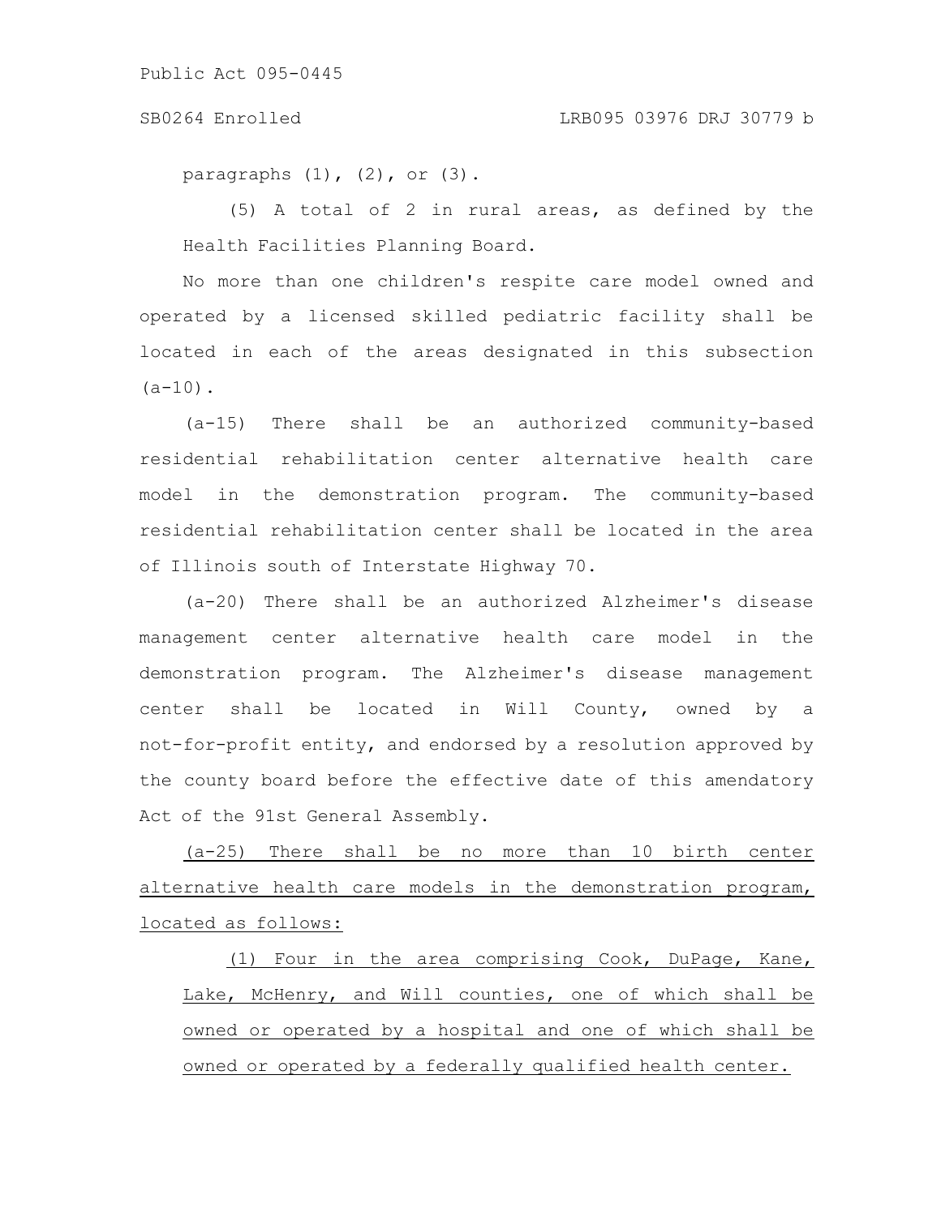paragraphs (1), (2), or (3).

(5) A total of 2 in rural areas, as defined by the Health Facilities Planning Board.

No more than one children's respite care model owned and operated by a licensed skilled pediatric facility shall be located in each of the areas designated in this subsection (a-10).

(a-15) There shall be an authorized community-based residential rehabilitation center alternative health care model in the demonstration program. The community-based residential rehabilitation center shall be located in the area of Illinois south of Interstate Highway 70.

(a-20) There shall be an authorized Alzheimer's disease management center alternative health care model in the demonstration program. The Alzheimer's disease management center shall be located in Will County, owned by a not-for-profit entity, and endorsed by a resolution approved by the county board before the effective date of this amendatory Act of the 91st General Assembly.

<u>(a-25) There shall be no more than 10 birth center alternative health care models in the demonstration program, located as follows:</u>

<u>(1) Four in the area comprising Cook, DuPage, Kane, Lake, McHenry, and Will counties, one of which shall be owned or operated by a hospital and one of which shall be owned or operated by a federally qualified health center.</u>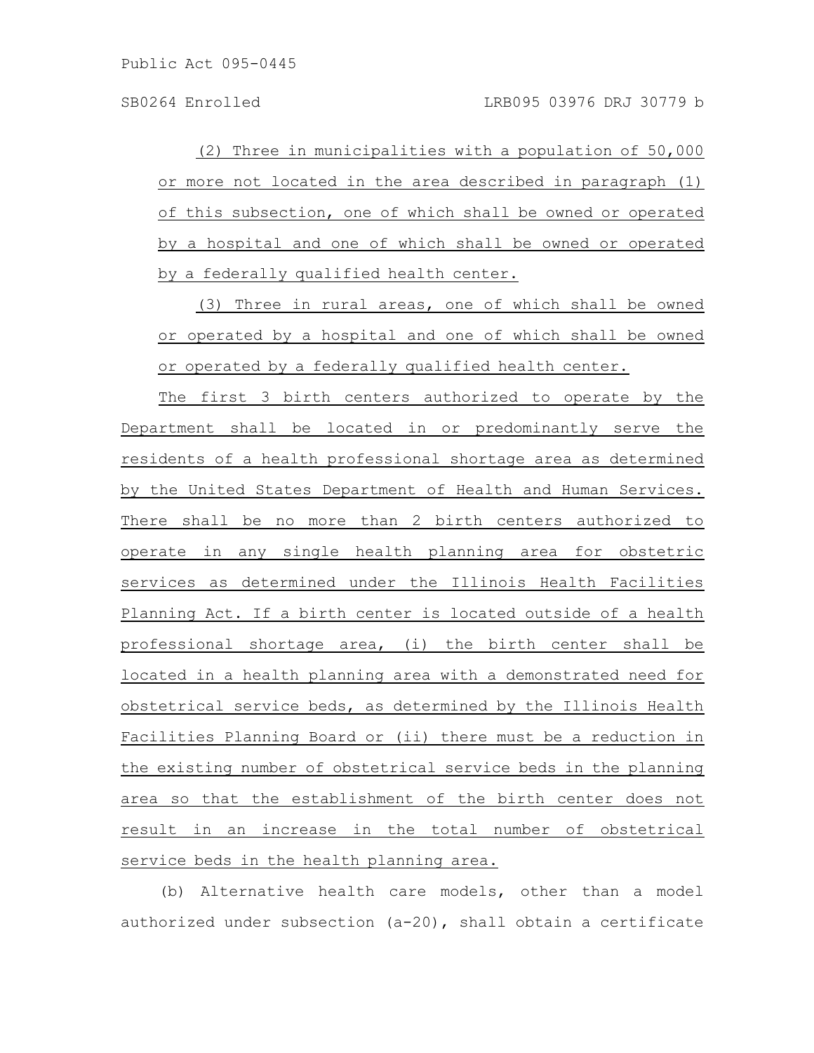(2) Three in municipalities with a population of 50,000 or more not located in the area described in paragraph (1) of this subsection, one of which shall be owned or operated by a hospital and one of which shall be owned or operated by a federally qualified health center.

(3) Three in rural areas, one of which shall be owned or operated by a hospital and one of which shall be owned or operated by a federally qualified health center.

The first 3 birth centers authorized to operate by the Department shall be located in or predominantly serve the residents of a health professional shortage area as determined by the United States Department of Health and Human Services. There shall be no more than 2 birth centers authorized to operate in any single health planning area for obstetric services as determined under the Illinois Health Facilities Planning Act. If a birth center is located outside of a health professional shortage area, (i) the birth center shall be located in a health planning area with a demonstrated need for obstetrical service beds, as determined by the Illinois Health Facilities Planning Board or (ii) there must be a reduction in the existing number of obstetrical service beds in the planning area so that the establishment of the birth center does not result in an increase in the total number of obstetrical service beds in the health planning area.

(b) Alternative health care models, other than a model authorized under subsection (a-20), shall obtain a certificate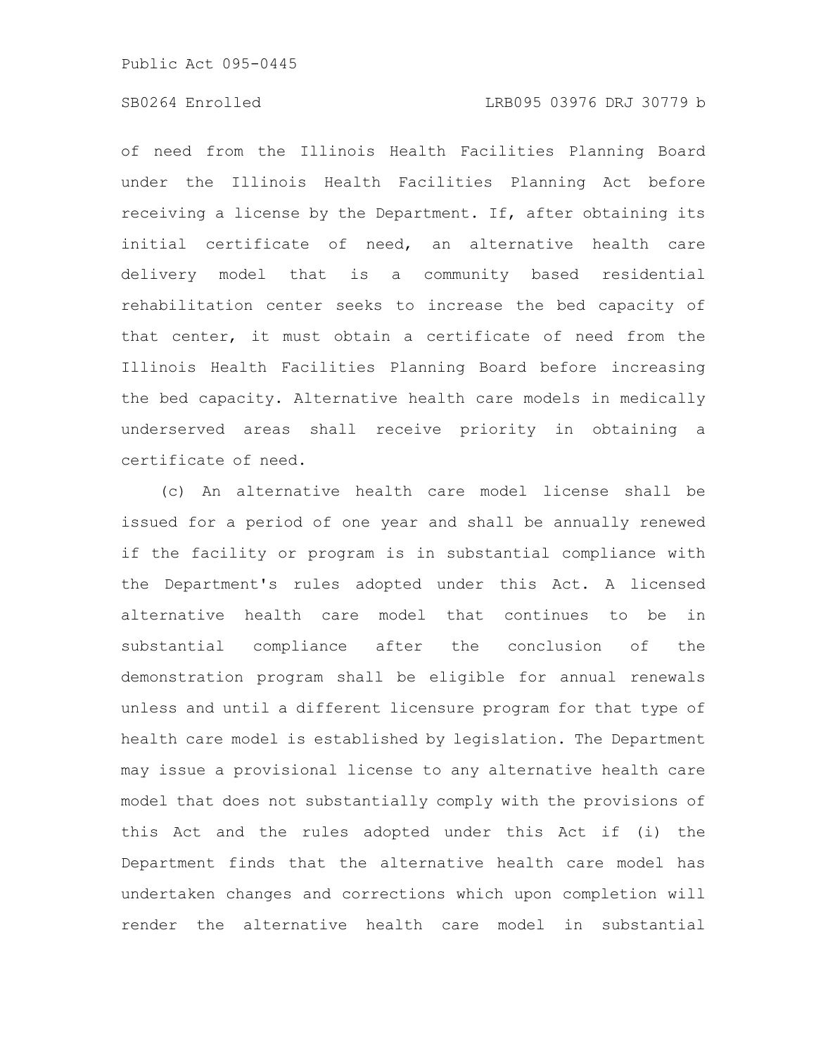of need from the Illinois Health Facilities Planning Board under the Illinois Health Facilities Planning Act before receiving a license by the Department. If, after obtaining its initial certificate of need, an alternative health care delivery model that is a community based residential rehabilitation center seeks to increase the bed capacity of that center, it must obtain a certificate of need from the Illinois Health Facilities Planning Board before increasing the bed capacity. Alternative health care models in medically underserved areas shall receive priority in obtaining a certificate of need.

(c) An alternative health care model license shall be issued for a period of one year and shall be annually renewed if the facility or program is in substantial compliance with the Department's rules adopted under this Act. A licensed alternative health care model that continues to be in substantial compliance after the conclusion of the demonstration program shall be eligible for annual renewals unless and until a different licensure program for that type of health care model is established by legislation. The Department may issue a provisional license to any alternative health care model that does not substantially comply with the provisions of this Act and the rules adopted under this Act if (i) the Department finds that the alternative health care model has undertaken changes and corrections which upon completion will render the alternative health care model in substantial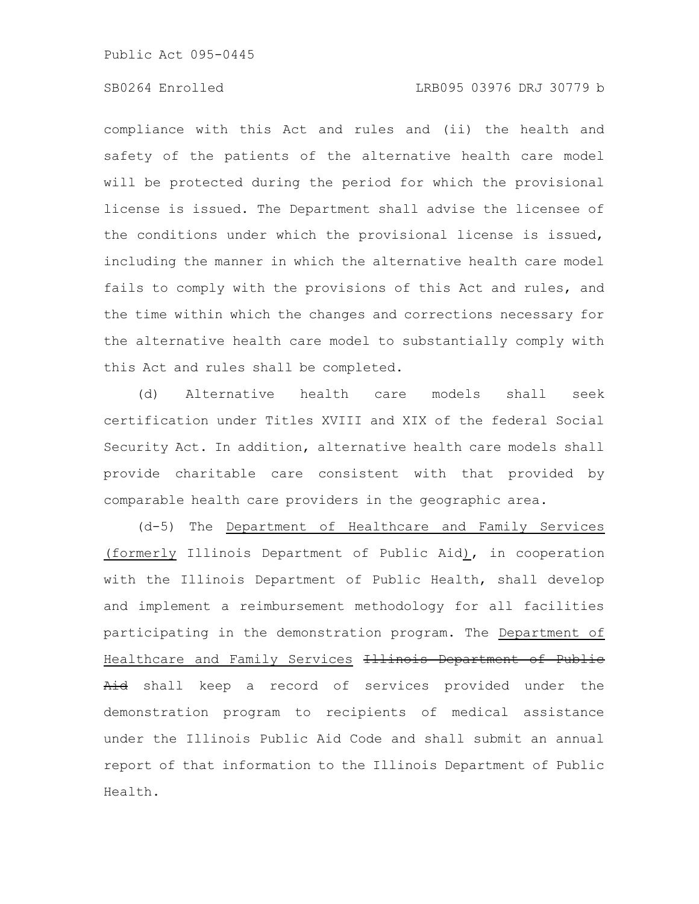compliance with this Act and rules and (ii) the health and safety of the patients of the alternative health care model will be protected during the period for which the provisional license is issued. The Department shall advise the licensee of the conditions under which the provisional license is issued, including the manner in which the alternative health care model fails to comply with the provisions of this Act and rules, and the time within which the changes and corrections necessary for the alternative health care model to substantially comply with this Act and rules shall be completed.

(d) Alternative health care models shall seek certification under Titles XVIII and XIX of the federal Social Security Act. In addition, alternative health care models shall provide charitable care consistent with that provided by comparable health care providers in the geographic area.

(d-5) The Department of Healthcare and Family Services (formerly Illinois Department of Public Aid), in cooperation with the Illinois Department of Public Health, shall develop and implement a reimbursement methodology for all facilities participating in the demonstration program. The Department of Healthcare and Family Services ~~Illinois Department of Public Aid~~ shall keep a record of services provided under the demonstration program to recipients of medical assistance under the Illinois Public Aid Code and shall submit an annual report of that information to the Illinois Department of Public Health.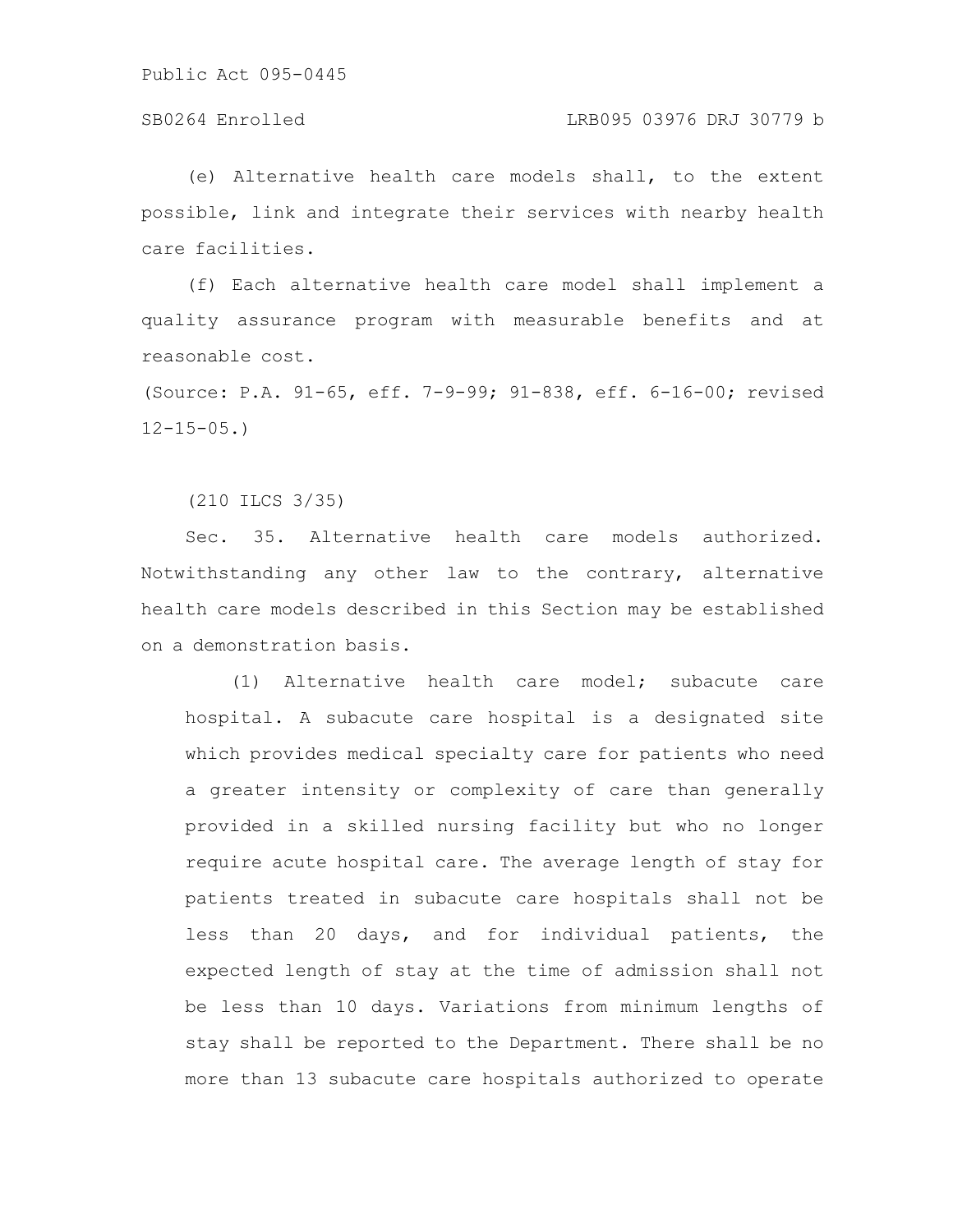(e) Alternative health care models shall, to the extent possible, link and integrate their services with nearby health care facilities.

(f) Each alternative health care model shall implement a quality assurance program with measurable benefits and at reasonable cost.

(Source: P.A. 91-65, eff. 7-9-99; 91-838, eff. 6-16-00; revised 12-15-05.)

(210 ILCS 3/35)

Sec. 35. Alternative health care models authorized. Notwithstanding any other law to the contrary, alternative health care models described in this Section may be established on a demonstration basis.

(1) Alternative health care model; subacute care hospital. A subacute care hospital is a designated site which provides medical specialty care for patients who need a greater intensity or complexity of care than generally provided in a skilled nursing facility but who no longer require acute hospital care. The average length of stay for patients treated in subacute care hospitals shall not be less than 20 days, and for individual patients, the expected length of stay at the time of admission shall not be less than 10 days. Variations from minimum lengths of stay shall be reported to the Department. There shall be no more than 13 subacute care hospitals authorized to operate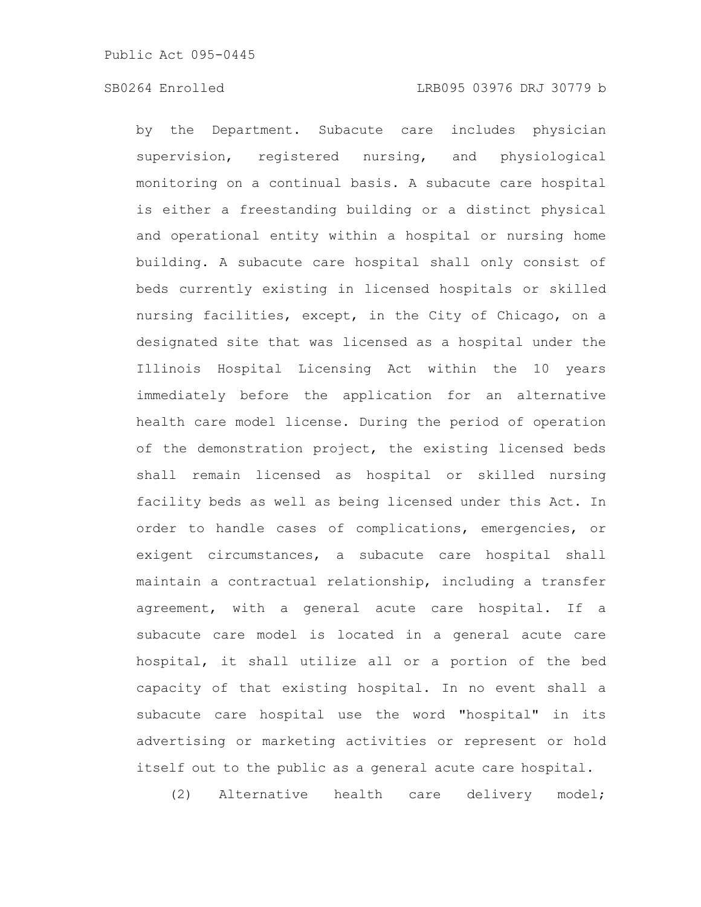by the Department. Subacute care includes physician supervision, registered nursing, and physiological monitoring on a continual basis. A subacute care hospital is either a freestanding building or a distinct physical and operational entity within a hospital or nursing home building. A subacute care hospital shall only consist of beds currently existing in licensed hospitals or skilled nursing facilities, except, in the City of Chicago, on a designated site that was licensed as a hospital under the Illinois Hospital Licensing Act within the 10 years immediately before the application for an alternative health care model license. During the period of operation of the demonstration project, the existing licensed beds shall remain licensed as hospital or skilled nursing facility beds as well as being licensed under this Act. In order to handle cases of complications, emergencies, or exigent circumstances, a subacute care hospital shall maintain a contractual relationship, including a transfer agreement, with a general acute care hospital. If a subacute care model is located in a general acute care hospital, it shall utilize all or a portion of the bed capacity of that existing hospital. In no event shall a subacute care hospital use the word "hospital" in its advertising or marketing activities or represent or hold itself out to the public as a general acute care hospital.

(2) Alternative health care delivery model;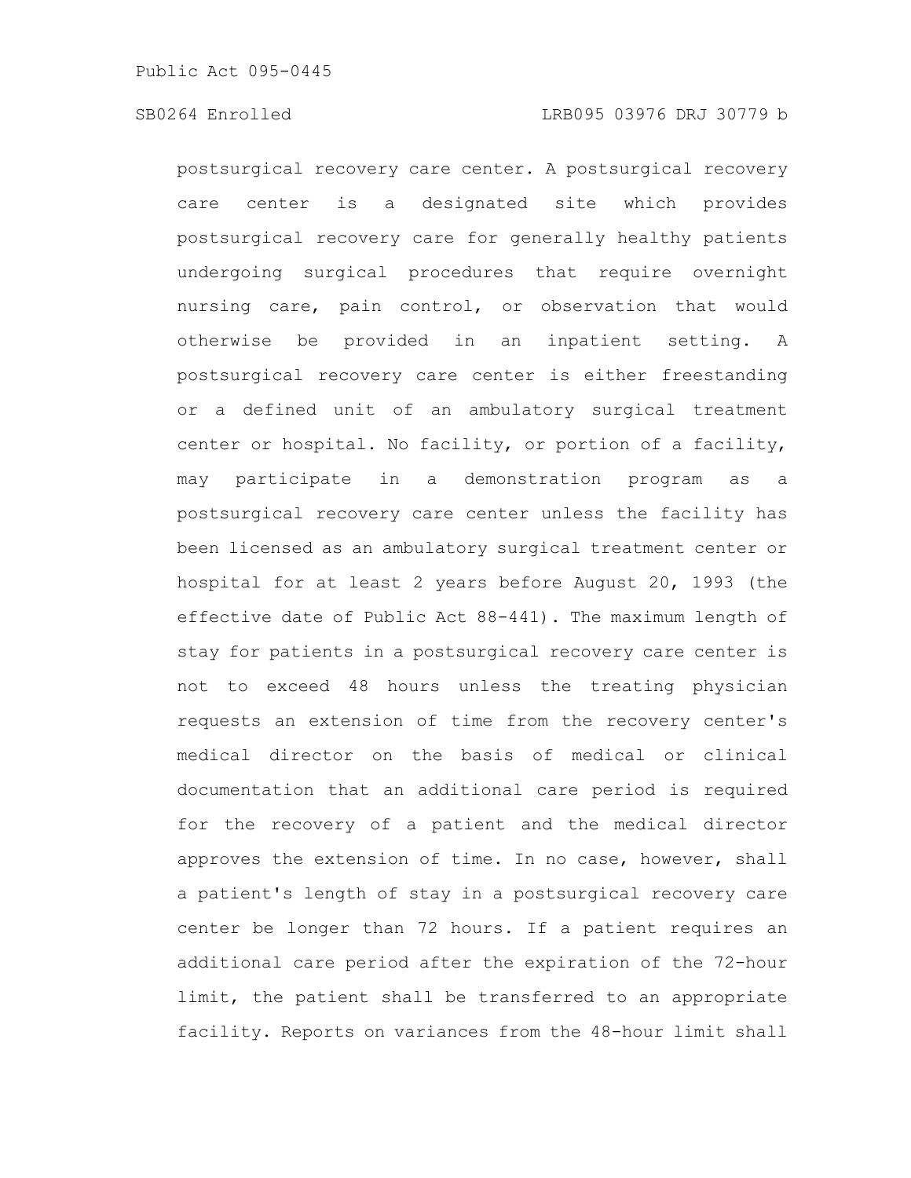postsurgical recovery care center. A postsurgical recovery care center is a designated site which provides postsurgical recovery care for generally healthy patients undergoing surgical procedures that require overnight nursing care, pain control, or observation that would otherwise be provided in an inpatient setting. A postsurgical recovery care center is either freestanding or a defined unit of an ambulatory surgical treatment center or hospital. No facility, or portion of a facility, may participate in a demonstration program as a postsurgical recovery care center unless the facility has been licensed as an ambulatory surgical treatment center or hospital for at least 2 years before August 20, 1993 (the effective date of Public Act 88-441). The maximum length of stay for patients in a postsurgical recovery care center is not to exceed 48 hours unless the treating physician requests an extension of time from the recovery center's medical director on the basis of medical or clinical documentation that an additional care period is required for the recovery of a patient and the medical director approves the extension of time. In no case, however, shall a patient's length of stay in a postsurgical recovery care center be longer than 72 hours. If a patient requires an additional care period after the expiration of the 72-hour limit, the patient shall be transferred to an appropriate facility. Reports on variances from the 48-hour limit shall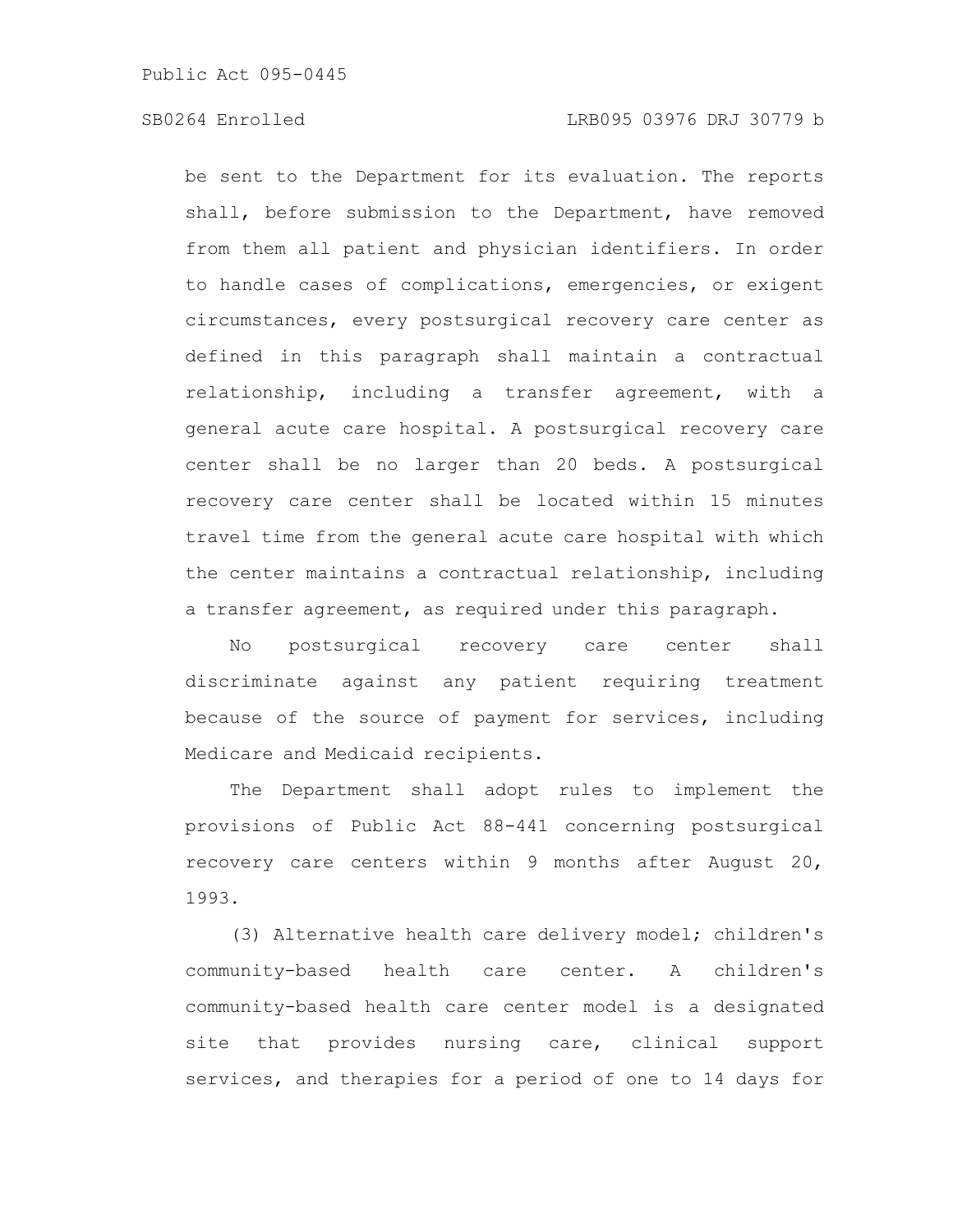be sent to the Department for its evaluation. The reports shall, before submission to the Department, have removed from them all patient and physician identifiers. In order to handle cases of complications, emergencies, or exigent circumstances, every postsurgical recovery care center as defined in this paragraph shall maintain a contractual relationship, including a transfer agreement, with a general acute care hospital. A postsurgical recovery care center shall be no larger than 20 beds. A postsurgical recovery care center shall be located within 15 minutes travel time from the general acute care hospital with which the center maintains a contractual relationship, including a transfer agreement, as required under this paragraph.

No postsurgical recovery care center shall discriminate against any patient requiring treatment because of the source of payment for services, including Medicare and Medicaid recipients.

The Department shall adopt rules to implement the provisions of Public Act 88-441 concerning postsurgical recovery care centers within 9 months after August 20, 1993.

(3) Alternative health care delivery model; children's community-based health care center. A children's community-based health care center model is a designated site that provides nursing care, clinical support services, and therapies for a period of one to 14 days for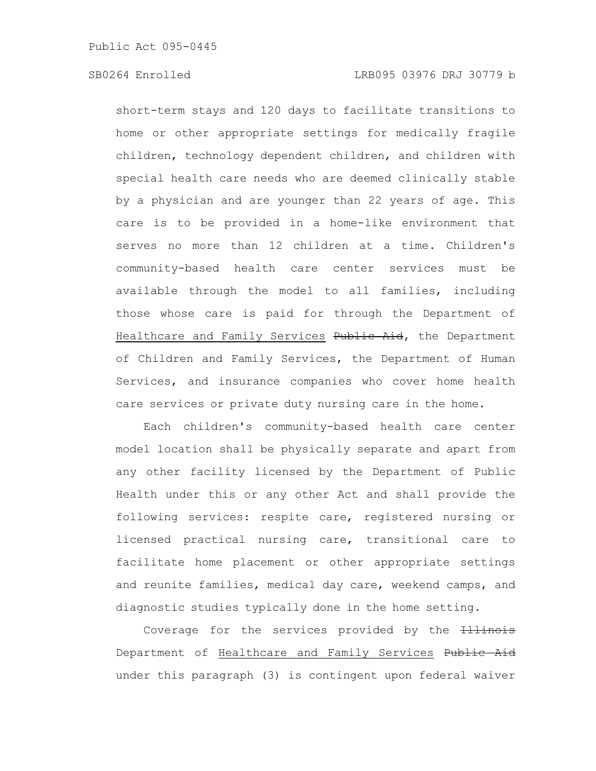short-term stays and 120 days to facilitate transitions to home or other appropriate settings for medically fragile children, technology dependent children, and children with special health care needs who are deemed clinically stable by a physician and are younger than 22 years of age. This care is to be provided in a home-like environment that serves no more than 12 children at a time. Children's community-based health care center services must be available through the model to all families, including those whose care is paid for through the Department of Healthcare and Family Services ~~Public Aid~~, the Department of Children and Family Services, the Department of Human Services, and insurance companies who cover home health care services or private duty nursing care in the home.

Each children's community-based health care center model location shall be physically separate and apart from any other facility licensed by the Department of Public Health under this or any other Act and shall provide the following services: respite care, registered nursing or licensed practical nursing care, transitional care to facilitate home placement or other appropriate settings and reunite families, medical day care, weekend camps, and diagnostic studies typically done in the home setting.

Coverage for the services provided by the ~~Illinois~~ Department of Healthcare and Family Services ~~Public Aid~~ under this paragraph (3) is contingent upon federal waiver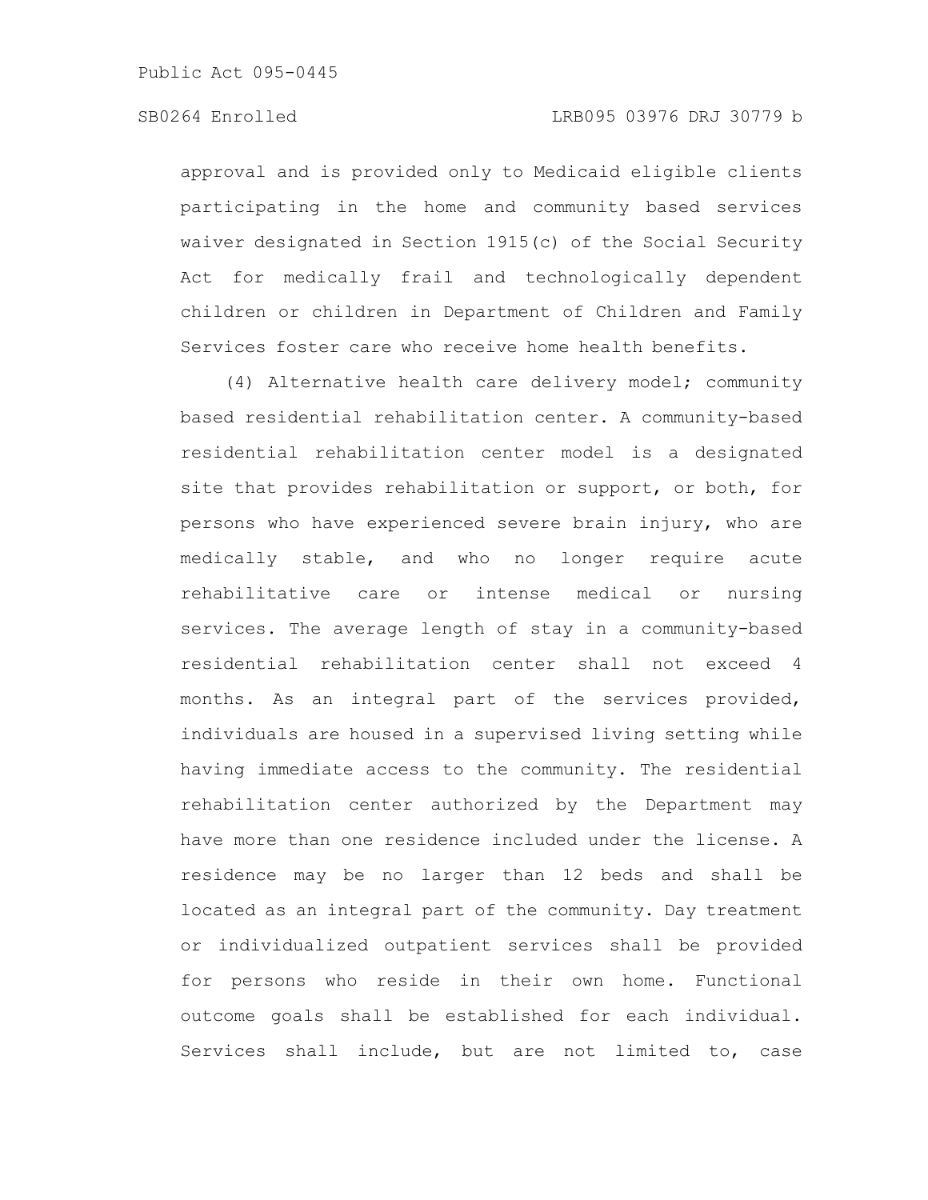approval and is provided only to Medicaid eligible clients participating in the home and community based services waiver designated in Section 1915(c) of the Social Security Act for medically frail and technologically dependent children or children in Department of Children and Family Services foster care who receive home health benefits.

(4) Alternative health care delivery model; community based residential rehabilitation center. A community-based residential rehabilitation center model is a designated site that provides rehabilitation or support, or both, for persons who have experienced severe brain injury, who are medically stable, and who no longer require acute rehabilitative care or intense medical or nursing services. The average length of stay in a community-based residential rehabilitation center shall not exceed 4 months. As an integral part of the services provided, individuals are housed in a supervised living setting while having immediate access to the community. The residential rehabilitation center authorized by the Department may have more than one residence included under the license. A residence may be no larger than 12 beds and shall be located as an integral part of the community. Day treatment or individualized outpatient services shall be provided for persons who reside in their own home. Functional outcome goals shall be established for each individual. Services shall include, but are not limited to, case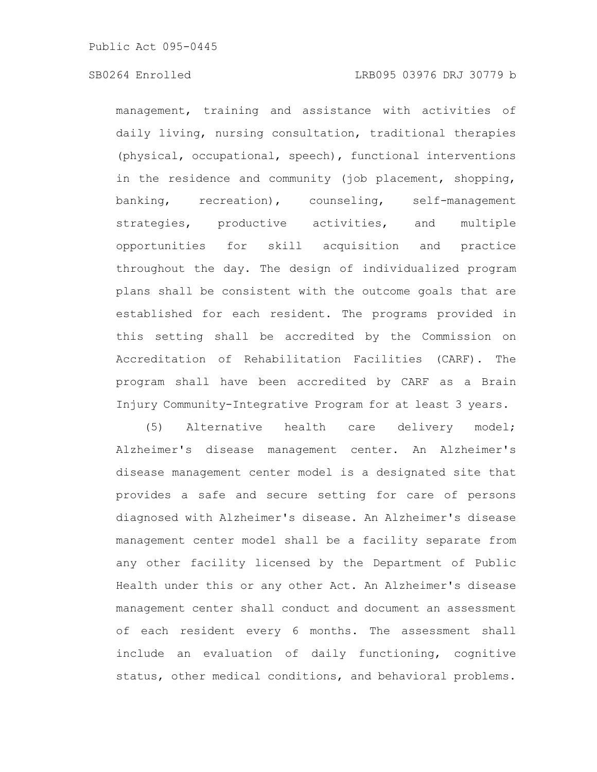management, training and assistance with activities of daily living, nursing consultation, traditional therapies (physical, occupational, speech), functional interventions in the residence and community (job placement, shopping, banking, recreation), counseling, self-management strategies, productive activities, and multiple opportunities for skill acquisition and practice throughout the day. The design of individualized program plans shall be consistent with the outcome goals that are established for each resident. The programs provided in this setting shall be accredited by the Commission on Accreditation of Rehabilitation Facilities (CARF). The program shall have been accredited by CARF as a Brain Injury Community-Integrative Program for at least 3 years.

(5) Alternative health care delivery model; Alzheimer's disease management center. An Alzheimer's disease management center model is a designated site that provides a safe and secure setting for care of persons diagnosed with Alzheimer's disease. An Alzheimer's disease management center model shall be a facility separate from any other facility licensed by the Department of Public Health under this or any other Act. An Alzheimer's disease management center shall conduct and document an assessment of each resident every 6 months. The assessment shall include an evaluation of daily functioning, cognitive status, other medical conditions, and behavioral problems.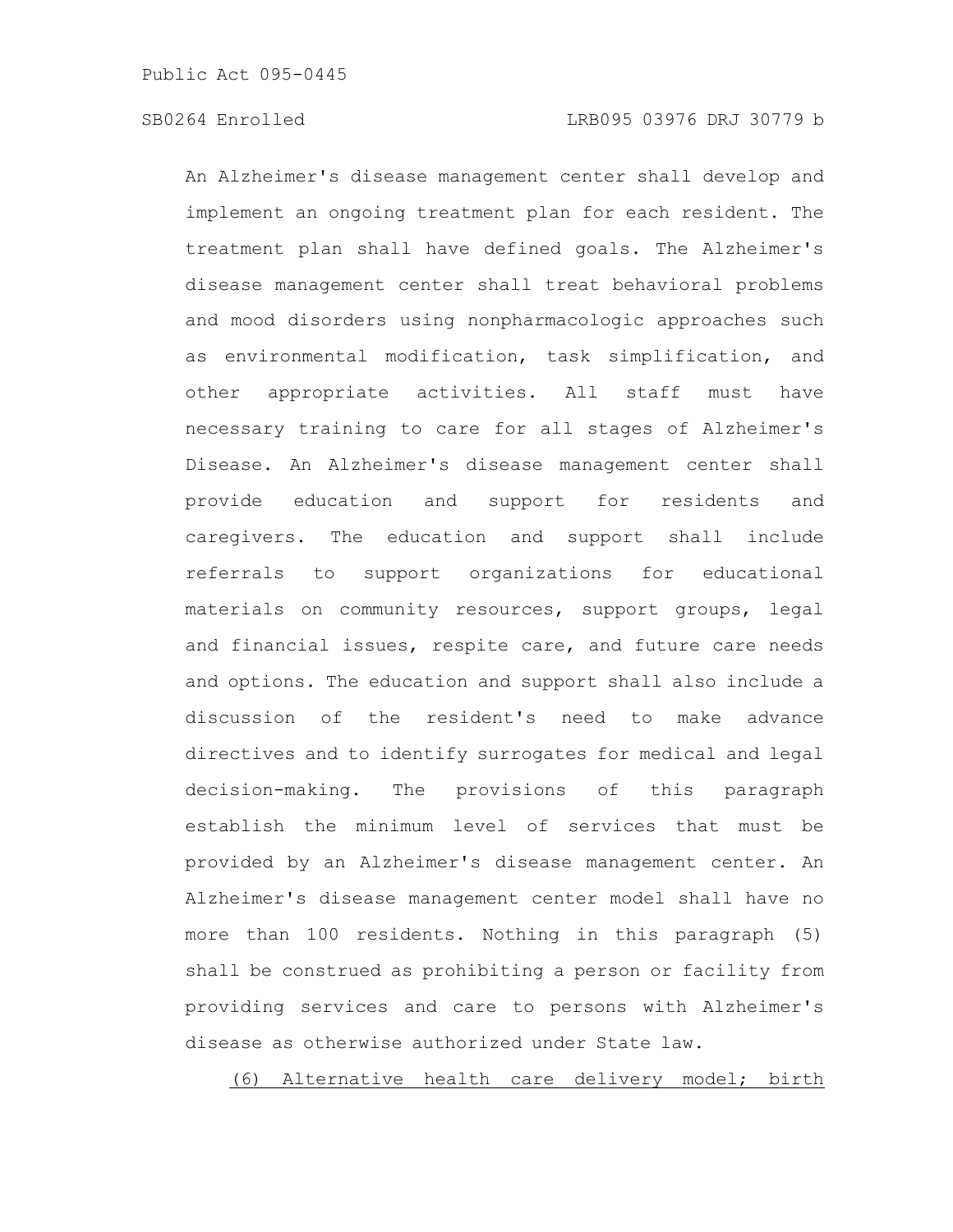An Alzheimer's disease management center shall develop and implement an ongoing treatment plan for each resident. The treatment plan shall have defined goals. The Alzheimer's disease management center shall treat behavioral problems and mood disorders using nonpharmacologic approaches such as environmental modification, task simplification, and other appropriate activities. All staff must have necessary training to care for all stages of Alzheimer's Disease. An Alzheimer's disease management center shall provide education and support for residents and caregivers. The education and support shall include referrals to support organizations for educational materials on community resources, support groups, legal and financial issues, respite care, and future care needs and options. The education and support shall also include a discussion of the resident's need to make advance directives and to identify surrogates for medical and legal decision-making. The provisions of this paragraph establish the minimum level of services that must be provided by an Alzheimer's disease management center. An Alzheimer's disease management center model shall have no more than 100 residents. Nothing in this paragraph (5) shall be construed as prohibiting a person or facility from providing services and care to persons with Alzheimer's disease as otherwise authorized under State law.

<u>(6) Alternative health care delivery model; birth</u>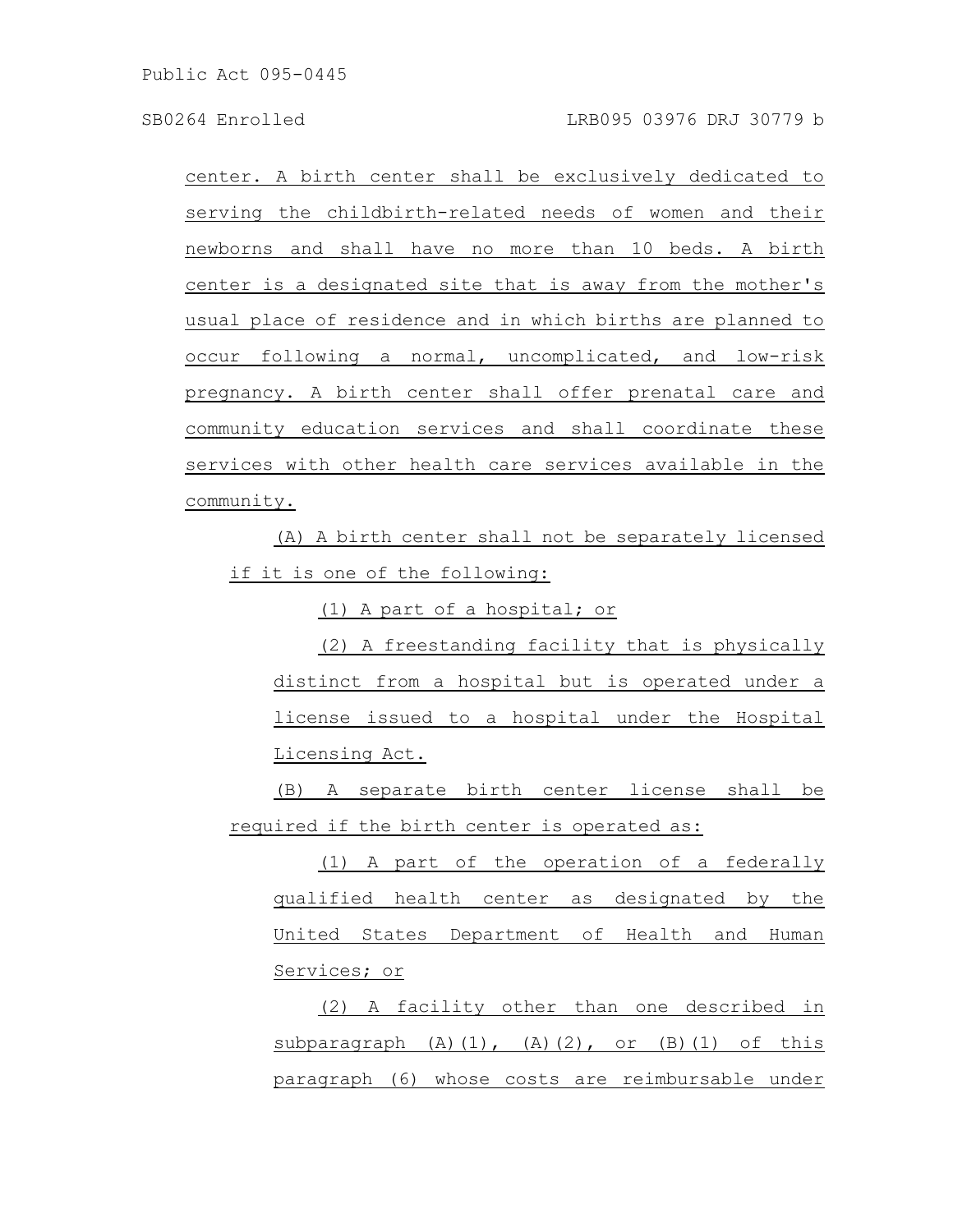center. A birth center shall be exclusively dedicated to serving the childbirth-related needs of women and their newborns and shall have no more than 10 beds. A birth center is a designated site that is away from the mother's usual place of residence and in which births are planned to occur following a normal, uncomplicated, and low-risk pregnancy. A birth center shall offer prenatal care and community education services and shall coordinate these services with other health care services available in the community.

(A) A birth center shall not be separately licensed if it is one of the following:

(1) A part of a hospital; or

(2) A freestanding facility that is physically distinct from a hospital but is operated under a license issued to a hospital under the Hospital Licensing Act.

(B) A separate birth center license shall be required if the birth center is operated as:

(1) A part of the operation of a federally qualified health center as designated by the United States Department of Health and Human Services; or

(2) A facility other than one described in subparagraph (A)(1), (A)(2), or (B)(1) of this paragraph (6) whose costs are reimbursable under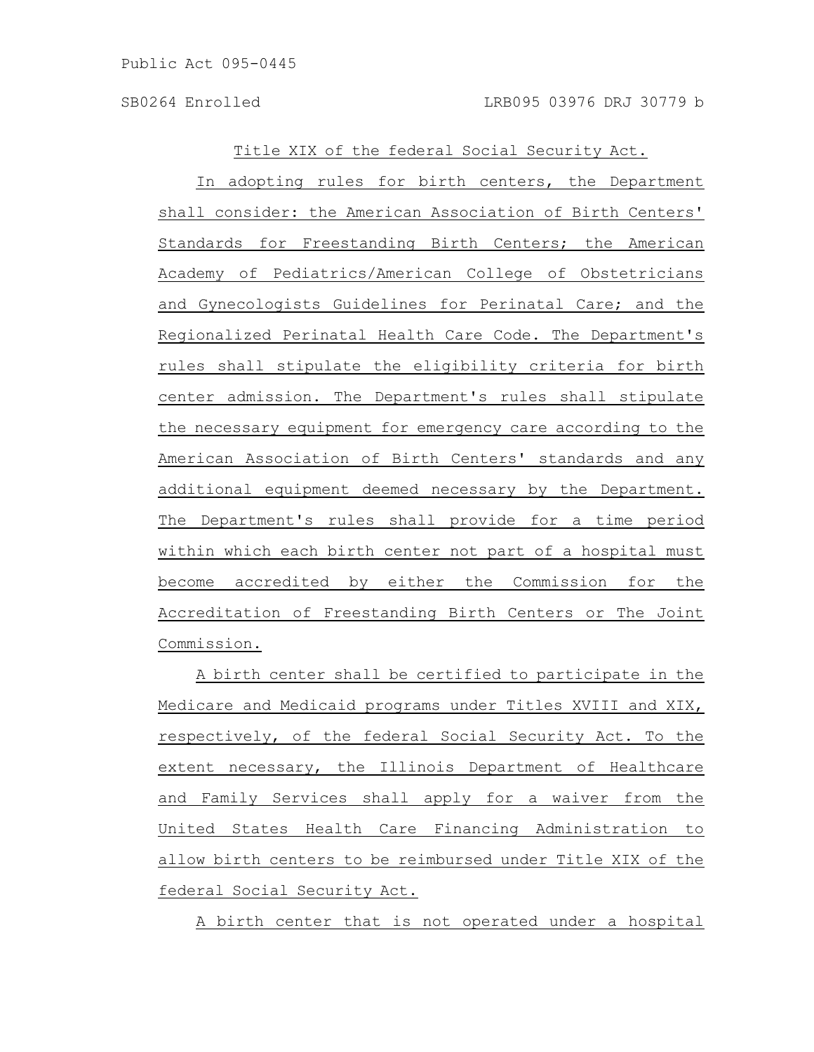Title XIX of the federal Social Security Act.

In adopting rules for birth centers, the Department shall consider: the American Association of Birth Centers' Standards for Freestanding Birth Centers; the American Academy of Pediatrics/American College of Obstetricians and Gynecologists Guidelines for Perinatal Care; and the Regionalized Perinatal Health Care Code. The Department's rules shall stipulate the eligibility criteria for birth center admission. The Department's rules shall stipulate the necessary equipment for emergency care according to the American Association of Birth Centers' standards and any additional equipment deemed necessary by the Department. The Department's rules shall provide for a time period within which each birth center not part of a hospital must become accredited by either the Commission for the Accreditation of Freestanding Birth Centers or The Joint Commission.

A birth center shall be certified to participate in the Medicare and Medicaid programs under Titles XVIII and XIX, respectively, of the federal Social Security Act. To the extent necessary, the Illinois Department of Healthcare and Family Services shall apply for a waiver from the United States Health Care Financing Administration to allow birth centers to be reimbursed under Title XIX of the federal Social Security Act.

A birth center that is not operated under a hospital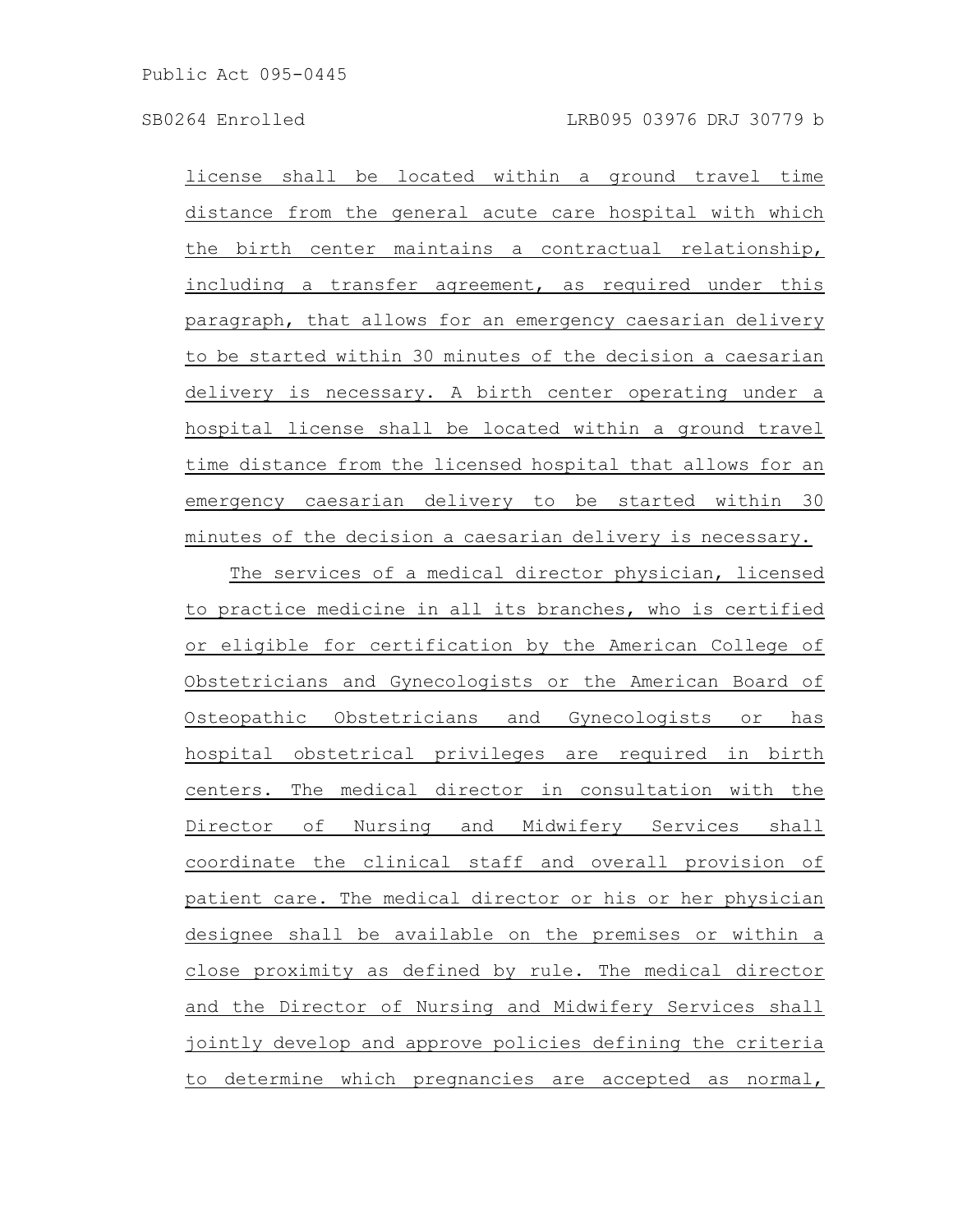license shall be located within a ground travel time distance from the general acute care hospital with which the birth center maintains a contractual relationship, including a transfer agreement, as required under this paragraph, that allows for an emergency caesarian delivery to be started within 30 minutes of the decision a caesarian delivery is necessary. A birth center operating under a hospital license shall be located within a ground travel time distance from the licensed hospital that allows for an emergency caesarian delivery to be started within 30 minutes of the decision a caesarian delivery is necessary.

The services of a medical director physician, licensed to practice medicine in all its branches, who is certified or eligible for certification by the American College of Obstetricians and Gynecologists or the American Board of Osteopathic Obstetricians and Gynecologists or has hospital obstetrical privileges are required in birth centers. The medical director in consultation with the Director of Nursing and Midwifery Services shall coordinate the clinical staff and overall provision of patient care. The medical director or his or her physician designee shall be available on the premises or within a close proximity as defined by rule. The medical director and the Director of Nursing and Midwifery Services shall jointly develop and approve policies defining the criteria to determine which pregnancies are accepted as normal,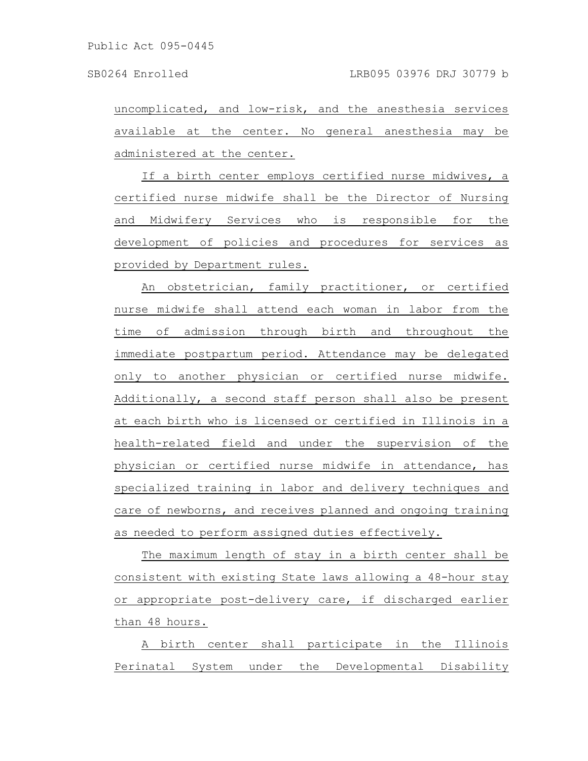uncomplicated, and low-risk, and the anesthesia services available at the center. No general anesthesia may be administered at the center.

If a birth center employs certified nurse midwives, a certified nurse midwife shall be the Director of Nursing and Midwifery Services who is responsible for the development of policies and procedures for services as provided by Department rules.

An obstetrician, family practitioner, or certified nurse midwife shall attend each woman in labor from the time of admission through birth and throughout the immediate postpartum period. Attendance may be delegated only to another physician or certified nurse midwife. Additionally, a second staff person shall also be present at each birth who is licensed or certified in Illinois in a health-related field and under the supervision of the physician or certified nurse midwife in attendance, has specialized training in labor and delivery techniques and care of newborns, and receives planned and ongoing training as needed to perform assigned duties effectively.

The maximum length of stay in a birth center shall be consistent with existing State laws allowing a 48-hour stay or appropriate post-delivery care, if discharged earlier than 48 hours.

A birth center shall participate in the Illinois Perinatal System under the Developmental Disability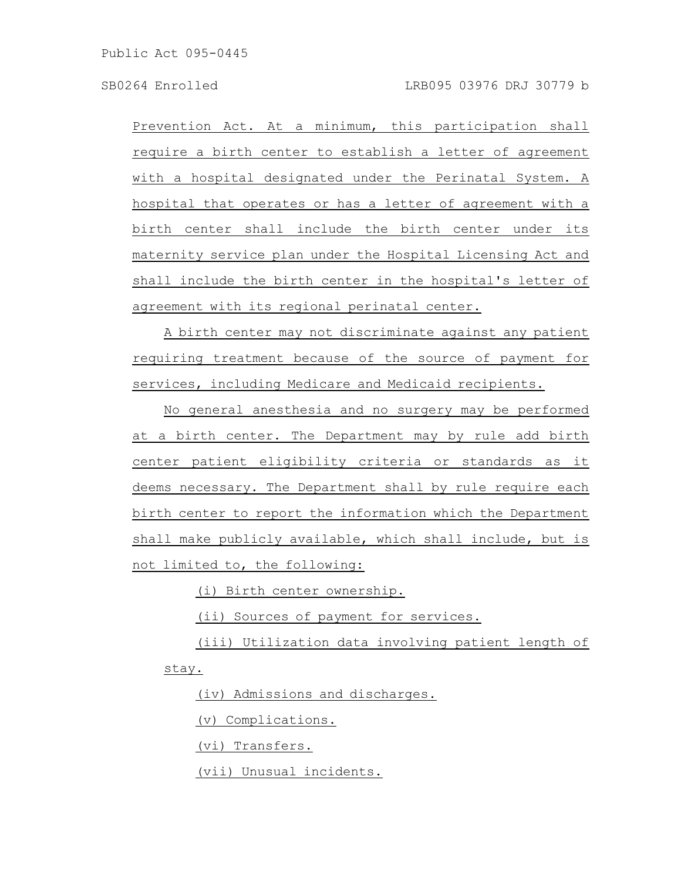Prevention Act. At a minimum, this participation shall require a birth center to establish a letter of agreement with a hospital designated under the Perinatal System. A hospital that operates or has a letter of agreement with a birth center shall include the birth center under its maternity service plan under the Hospital Licensing Act and shall include the birth center in the hospital's letter of agreement with its regional perinatal center.

A birth center may not discriminate against any patient requiring treatment because of the source of payment for services, including Medicare and Medicaid recipients.

No general anesthesia and no surgery may be performed at a birth center. The Department may by rule add birth center patient eligibility criteria or standards as it deems necessary. The Department shall by rule require each birth center to report the information which the Department shall make publicly available, which shall include, but is not limited to, the following:

(i) Birth center ownership.

(ii) Sources of payment for services.

(iii) Utilization data involving patient length of stay.

(iv) Admissions and discharges.

(v) Complications.

(vi) Transfers.

(vii) Unusual incidents.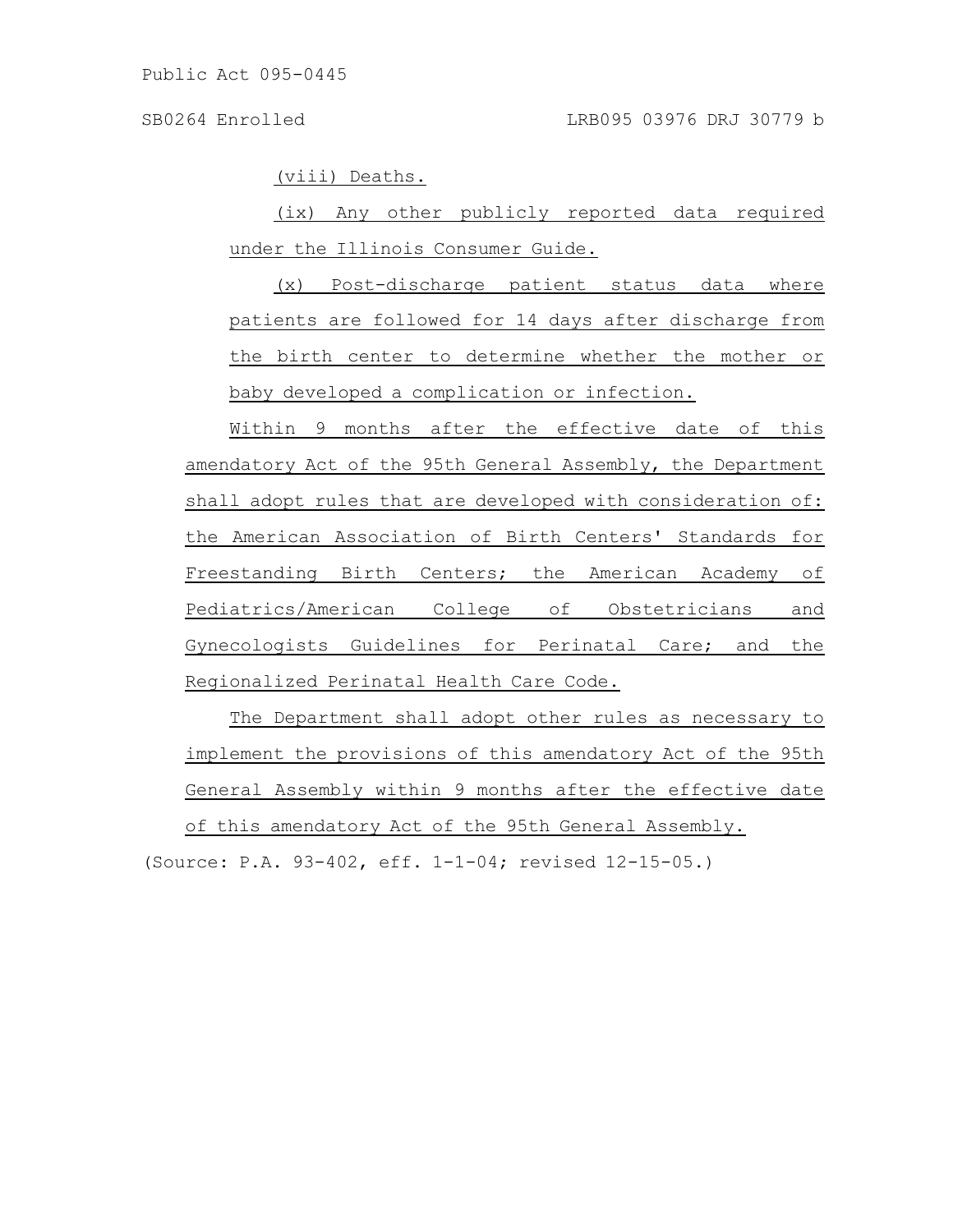(viii) Deaths.

(ix) Any other publicly reported data required under the Illinois Consumer Guide.

(x) Post-discharge patient status data where patients are followed for 14 days after discharge from the birth center to determine whether the mother or baby developed a complication or infection.

Within 9 months after the effective date of this amendatory Act of the 95th General Assembly, the Department shall adopt rules that are developed with consideration of: the American Association of Birth Centers' Standards for Freestanding Birth Centers; the American Academy of Pediatrics/American College of Obstetricians and Gynecologists Guidelines for Perinatal Care; and the Regionalized Perinatal Health Care Code.

The Department shall adopt other rules as necessary to implement the provisions of this amendatory Act of the 95th General Assembly within 9 months after the effective date of this amendatory Act of the 95th General Assembly.

(Source: P.A. 93-402, eff. 1-1-04; revised 12-15-05.)